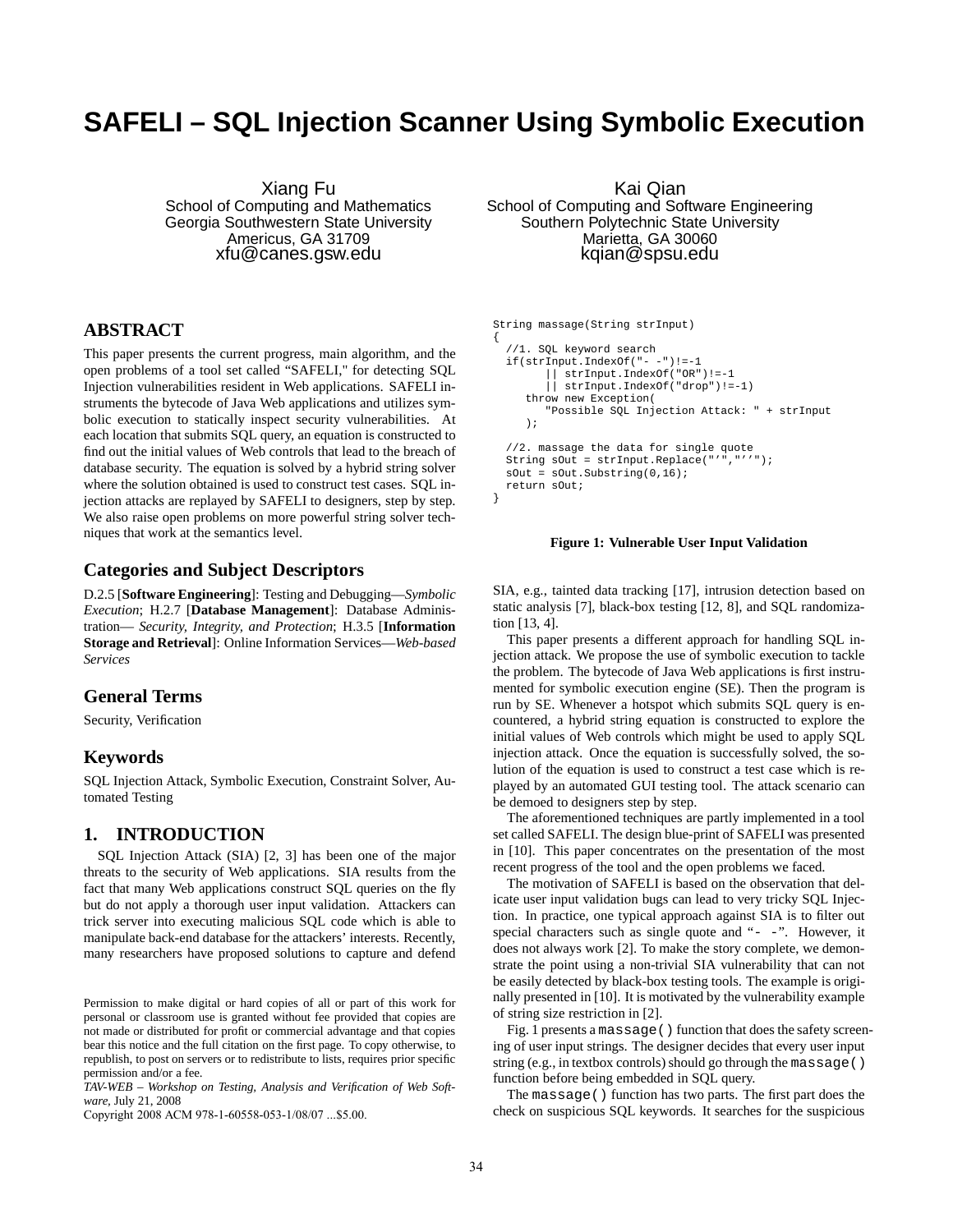# SAFELI – SQL Injection Scanner Using Symbolic Execution

Xiang Fu
School of Computing and Mathematics
Georgia Southwestern State University
Americus, GA 31709
xfu@canes.gsw.edu

Kai Qian
School of Computing and Software Engineering
Southern Polytechnic State University
Marietta, GA 30060
kqian@spsu.edu

## ABSTRACT

This paper presents the current progress, main algorithm, and the open problems of a tool set called "SAFELI," for detecting SQL Injection vulnerabilities resident in Web applications. SAFELI instruments the bytecode of Java Web applications and utilizes symbolic execution to statically inspect security vulnerabilities. At each location that submits SQL query, an equation is constructed to find out the initial values of Web controls that lead to the breach of database security. The equation is solved by a hybrid string solver where the solution obtained is used to construct test cases. SQL injection attacks are replayed by SAFELI to designers, step by step. We also raise open problems on more powerful string solver techniques that work at the semantics level.

## Categories and Subject Descriptors

D.2.5 [**Software Engineering**]: Testing and Debugging—*Symbolic Execution*; H.2.7 [**Database Management**]: Database Administration— *Security, Integrity, and Protection*; H.3.5 [**Information Storage and Retrieval**]: Online Information Services—*Web-based Services*

## General Terms

Security, Verification

## Keywords

SQL Injection Attack, Symbolic Execution, Constraint Solver, Automated Testing

## 1. INTRODUCTION

SQL Injection Attack (SIA) [2, 3] has been one of the major threats to the security of Web applications. SIA results from the fact that many Web applications construct SQL queries on the fly but do not apply a thorough user input validation. Attackers can trick server into executing malicious SQL code which is able to manipulate back-end database for the attackers' interests. Recently, many researchers have proposed solutions to capture and defend SIA, e.g., tainted data tracking [17], intrusion detection based on static analysis [7], black-box testing [12, 8], and SQL randomization [13, 4].

This paper presents a different approach for handling SQL injection attack. We propose the use of symbolic execution to tackle the problem. The bytecode of Java Web applications is first instrumented for symbolic execution engine (SE). Then the program is run by SE. Whenever a hotspot which submits SQL query is encountered, a hybrid string equation is constructed to explore the initial values of Web controls which might be used to apply SQL injection attack. Once the equation is successfully solved, the solution of the equation is used to construct a test case which is replayed by an automated GUI testing tool. The attack scenario can be demoed to designers step by step.

The aforementioned techniques are partly implemented in a tool set called SAFELI. The design blue-print of SAFELI was presented in [10]. This paper concentrates on the presentation of the most recent progress of the tool and the open problems we faced.

The motivation of SAFELI is based on the observation that delicate user input validation bugs can lead to very tricky SQL Injection. In practice, one typical approach against SIA is to filter out special characters such as single quote and "`- -`". However, it does not always work [2]. To make the story complete, we demonstrate the point using a non-trivial SIA vulnerability that can not be easily detected by black-box testing tools. The example is originally presented in [10]. It is motivated by the vulnerability example of string size restriction in [2].

Fig. 1 presents a `massage()` function that does the safety screening of user input strings. The designer decides that every user input string (e.g., in textbox controls) should go through the `massage()` function before being embedded in SQL query.

The `massage()` function has two parts. The first part does the check on suspicious SQL keywords. It searches for the suspicious

```
String massage(String strInput)
{
  //1. SQL keyword search
  if(strInput.IndexOf("- -")!=-1
       || strInput.IndexOf("OR")!=-1
       || strInput.IndexOf("drop")!=-1)
    throw new Exception(
       "Possible SQL Injection Attack: " + strInput
    );

  //2. massage the data for single quote
  String sOut = strInput.Replace("'","''");
  sOut = sOut.Substring(0,16);
  return sOut;
}
```

**Figure 1: Vulnerable User Input Validation**

Permission to make digital or hard copies of all or part of this work for personal or classroom use is granted without fee provided that copies are not made or distributed for profit or commercial advantage and that copies bear this notice and the full citation on the first page. To copy otherwise, to republish, to post on servers or to redistribute to lists, requires prior specific permission and/or a fee.
*TAV-WEB – Workshop on Testing, Analysis and Verification of Web Software*, July 21, 2008
Copyright 2008 ACM 978-1-60558-053-1/08/07 ...$5.00.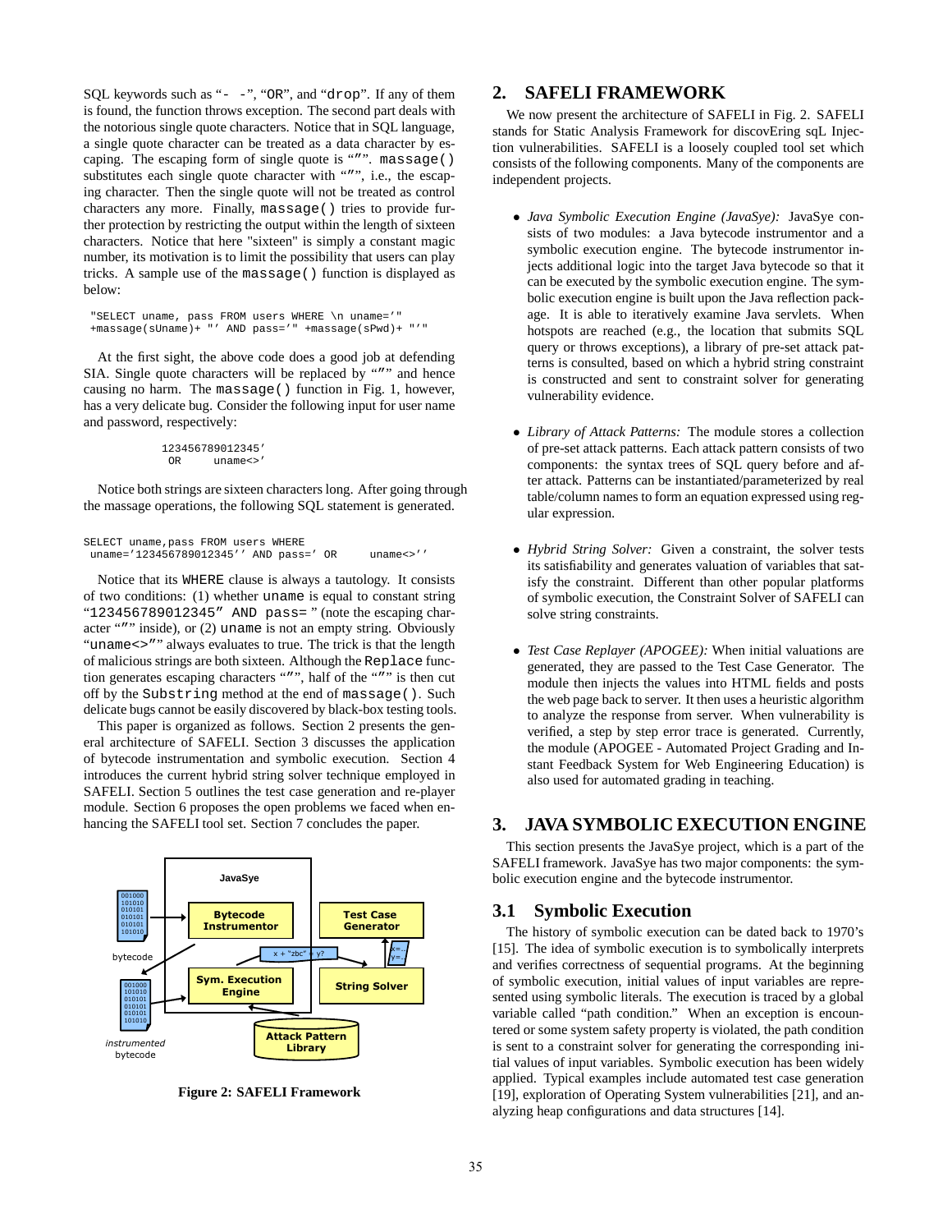SQL keywords such as "- -", "OR", and "drop". If any of them is found, the function throws exception. The second part deals with the notorious single quote characters. Notice that in SQL language, a single quote character can be treated as a data character by escaping. The escaping form of single quote is "''". `massage()` substitutes each single quote character with "''", i.e., the escaping character. Then the single quote will not be treated as control characters any more. Finally, `massage()` tries to provide further protection by restricting the output within the length of sixteen characters. Notice that here "sixteen" is simply a constant magic number, its motivation is to limit the possibility that users can play tricks. A sample use of the `massage()` function is displayed as below:

```
"SELECT uname, pass FROM users WHERE \n uname='"
+massage(sUname)+ "' AND pass='" +massage(sPwd)+ "'"
```

At the first sight, the above code does a good job at defending SIA. Single quote characters will be replaced by "''" and hence causing no harm. The `massage()` function in Fig. 1, however, has a very delicate bug. Consider the following input for user name and password, respectively:

```
123456789012345'
 OR     uname<>'
```

Notice both strings are sixteen characters long. After going through the massage operations, the following SQL statement is generated.

```
SELECT uname,pass FROM users WHERE
 uname='123456789012345'' AND pass=' OR     uname<>''
```

Notice that its `WHERE` clause is always a tautology. It consists of two conditions: (1) whether `uname` is equal to constant string "`123456789012345'' AND pass=`" (note the escaping character "''" inside), or (2) `uname` is not an empty string. Obviously "`uname<>''`" always evaluates to true. The trick is that the length of malicious strings are both sixteen. Although the `Replace` function generates escaping characters "''", half of the "''" is then cut off by the `Substring` method at the end of `massage()`. Such delicate bugs cannot be easily discovered by black-box testing tools.

This paper is organized as follows. Section 2 presents the general architecture of SAFELI. Section 3 discusses the application of bytecode instrumentation and symbolic execution. Section 4 introduces the current hybrid string solver technique employed in SAFELI. Section 5 outlines the test case generation and re-player module. Section 6 proposes the open problems we faced when enhancing the SAFELI tool set. Section 7 concludes the paper.

**Figure 2: SAFELI Framework**

## 2. SAFELI FRAMEWORK

We now present the architecture of SAFELI in Fig. 2. SAFELI stands for Static Analysis Framework for discovEring sqL Injection vulnerabilities. SAFELI is a loosely coupled tool set which consists of the following components. Many of the components are independent projects.

- *Java Symbolic Execution Engine (JavaSye):* JavaSye consists of two modules: a Java bytecode instrumentor and a symbolic execution engine. The bytecode instrumentor injects additional logic into the target Java bytecode so that it can be executed by the symbolic execution engine. The symbolic execution engine is built upon the Java reflection package. It is able to iteratively examine Java servlets. When hotspots are reached (e.g., the location that submits SQL query or throws exceptions), a library of pre-set attack patterns is consulted, based on which a hybrid string constraint is constructed and sent to constraint solver for generating vulnerability evidence.

- *Library of Attack Patterns:* The module stores a collection of pre-set attack patterns. Each attack pattern consists of two components: the syntax trees of SQL query before and after attack. Patterns can be instantiated/parameterized by real table/column names to form an equation expressed using regular expression.

- *Hybrid String Solver:* Given a constraint, the solver tests its satisfiability and generates valuation of variables that satisfy the constraint. Different than other popular platforms of symbolic execution, the Constraint Solver of SAFELI can solve string constraints.

- *Test Case Replayer (APOGEE):* When initial valuations are generated, they are passed to the Test Case Generator. The module then injects the values into HTML fields and posts the web page back to server. It then uses a heuristic algorithm to analyze the response from server. When vulnerability is verified, a step by step error trace is generated. Currently, the module (APOGEE - Automated Project Grading and Instant Feedback System for Web Engineering Education) is also used for automated grading in teaching.

## 3. JAVA SYMBOLIC EXECUTION ENGINE

This section presents the JavaSye project, which is a part of the SAFELI framework. JavaSye has two major components: the symbolic execution engine and the bytecode instrumentor.

### 3.1 Symbolic Execution

The history of symbolic execution can be dated back to 1970's [15]. The idea of symbolic execution is to symbolically interprets and verifies correctness of sequential programs. At the beginning of symbolic execution, initial values of input variables are represented using symbolic literals. The execution is traced by a global variable called "path condition." When an exception is encountered or some system safety property is violated, the path condition is sent to a constraint solver for generating the corresponding initial values of input variables. Symbolic execution has been widely applied. Typical examples include automated test case generation [19], exploration of Operating System vulnerabilities [21], and analyzing heap configurations and data structures [14].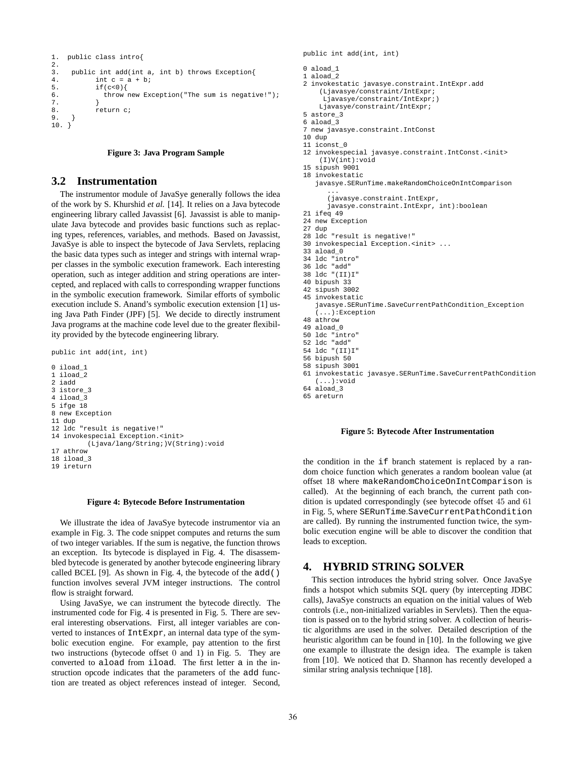```
1.  public class intro{
2.
3.   public int add(int a, int b) throws Exception{
4.         int c = a + b;
5.         if(c<0){
6.           throw new Exception("The sum is negative!");
7.         }
8.         return c;
9.   }
10. }
```

**Figure 3: Java Program Sample**

## 3.2 Instrumentation

The instrumentor module of JavaSye generally follows the idea of the work by S. Khurshid *et al.* [14]. It relies on a Java bytecode engineering library called Javassist [6]. Javassist is able to manipulate Java bytecode and provides basic functions such as replacing types, references, variables, and methods. Based on Javassist, JavaSye is able to inspect the bytecode of Java Servlets, replacing the basic data types such as integer and strings with internal wrapper classes in the symbolic execution framework. Each interesting operation, such as integer addition and string operations are intercepted, and replaced with calls to corresponding wrapper functions in the symbolic execution framework. Similar efforts of symbolic execution include S. Anand's symbolic execution extension [1] using Java Path Finder (JPF) [5]. We decide to directly instrument Java programs at the machine code level due to the greater flexibility provided by the bytecode engineering library.

```
public int add(int, int)

0 iload_1
1 iload_2
2 iadd
3 istore_3
4 iload_3
5 ifge 18
8 new Exception
11 dup
12 ldc "result is negative!"
14 invokespecial Exception.<init>
        (Ljava/lang/String;)V(String):void
17 athrow
18 iload_3
19 ireturn
```

**Figure 4: Bytecode Before Instrumentation**

We illustrate the idea of JavaSye bytecode instrumentor via an example in Fig. 3. The code snippet computes and returns the sum of two integer variables. If the sum is negative, the function throws an exception. Its bytecode is displayed in Fig. 4. The disassembled bytecode is generated by another bytecode engineering library called BCEL [9]. As shown in Fig. 4, the bytecode of the `add()` function involves several JVM integer instructions. The control flow is straight forward.

Using JavaSye, we can instrument the bytecode directly. The instrumented code for Fig. 4 is presented in Fig. 5. There are several interesting observations. First, all integer variables are converted to instances of `IntExpr`, an internal data type of the symbolic execution engine. For example, pay attention to the first two instructions (bytecode offset 0 and 1) in Fig. 5. They are converted to `aload` from `iload`. The first letter `a` in the instruction opcode indicates that the parameters of the `add` function are treated as object references instead of integer. Second,

```
public int add(int, int)

0 aload_1
1 aload_2
2 invokestatic javasye.constraint.IntExpr.add
    (Ljavasye/constraint/IntExpr;
     Ljavasye/constraint/IntExpr;)
    Ljavasye/constraint/IntExpr;
5 astore_3
6 aload_3
7 new javasye.constraint.IntConst
10 dup
11 iconst_0
12 invokespecial javasye.constraint.IntConst.<init>
    (I)V(int):void
15 sipush 9001
18 invokestatic
   javasye.SERunTime.makeRandomChoiceOnIntComparison
      ...
      (javasye.constraint.IntExpr,
      javasye.constraint.IntExpr, int):boolean
21 ifeq 49
24 new Exception
27 dup
28 ldc "result is negative!"
30 invokespecial Exception.<init> ...
33 aload_0
34 ldc "intro"
36 ldc "add"
38 ldc "(II)I"
40 bipush 33
42 sipush 3002
45 invokestatic
   javasye.SERunTime.SaveCurrentPathCondition_Exception
   (...):Exception
48 athrow
49 aload_0
50 ldc "intro"
52 ldc "add"
54 ldc "(II)I"
56 bipush 50
58 sipush 3001
61 invokestatic javasye.SERunTime.SaveCurrentPathCondition
   (...):void
64 aload_3
65 areturn
```

**Figure 5: Bytecode After Instrumentation**

the condition in the `if` branch statement is replaced by a random choice function which generates a random boolean value (at offset 18 where `makeRandomChoiceOnIntComparison` is called). At the beginning of each branch, the current path condition is updated correspondingly (see bytecode offset 45 and 61 in Fig. 5, where `SERunTime.SaveCurrentPathCondition` are called). By running the instrumented function twice, the symbolic execution engine will be able to discover the condition that leads to exception.

# 4. HYBRID STRING SOLVER

This section introduces the hybrid string solver. Once JavaSye finds a hotspot which submits SQL query (by intercepting JDBC calls), JavaSye constructs an equation on the initial values of Web controls (i.e., non-initialized variables in Servlets). Then the equation is passed on to the hybrid string solver. A collection of heuristic algorithms are used in the solver. Detailed description of the heuristic algorithm can be found in [10]. In the following we give one example to illustrate the design idea. The example is taken from [10]. We noticed that D. Shannon has recently developed a similar string analysis technique [18].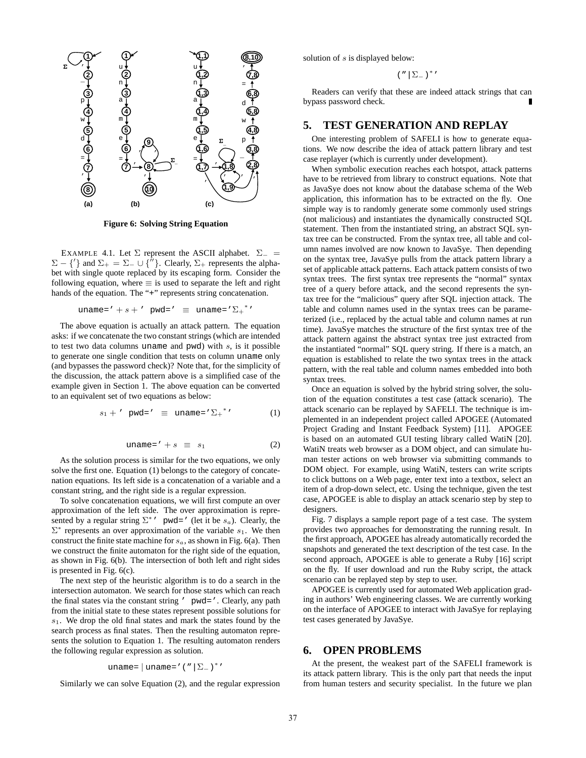(a) (b) (c)

**Figure 6: Solving String Equation**

EXAMPLE 4.1. Let $\Sigma$ represent the ASCII alphabet. $\Sigma_- = \Sigma - \{'\}$ and $\Sigma_+ = \Sigma_- \cup \{''\}$. Clearly, $\Sigma_+$ represents the alphabet with single quote replaced by its escaping form. Consider the following equation, where $\equiv$ is used to separate the left and right hands of the equation. The "+" represents string concatenation.

$$\texttt{uname='} + s + \texttt{' pwd='} \;\equiv\; \texttt{uname='}{\Sigma_+}^*\texttt{'}$$

The above equation is actually an attack pattern. The equation asks: if we concatenate the two constant strings (which are intended to test two data columns uname and pwd) with $s$, is it possible to generate one single condition that tests on column uname only (and bypasses the password check)? Note that, for the simplicity of the discussion, the attack pattern above is a simplified case of the example given in Section 1. The above equation can be converted to an equivalent set of two equations as below:

$$s_1 + \texttt{' pwd='} \;\equiv\; \texttt{uname='}{\Sigma_+}^*\texttt{'} \qquad (1)$$

$$\texttt{uname='} + s \;\equiv\; s_1 \qquad (2)$$

As the solution process is similar for the two equations, we only solve the first one. Equation (1) belongs to the category of concatenation equations. Its left side is a concatenation of a variable and a constant string, and the right side is a regular expression.

To solve concatenation equations, we will first compute an over approximation of the left side. The over approximation is represented by a regular string $\Sigma^*$' pwd=' (let it be $s_a$). Clearly, the $\Sigma^*$ represents an over approximation of the variable $s_1$. We then construct the finite state machine for $s_a$, as shown in Fig. 6(a). Then we construct the finite automaton for the right side of the equation, as shown in Fig. 6(b). The intersection of both left and right sides is presented in Fig. 6(c).

The next step of the heuristic algorithm is to do a search in the intersection automaton. We search for those states which can reach the final states via the constant string ' pwd='. Clearly, any path from the initial state to these states represent possible solutions for $s_1$. We drop the old final states and mark the states found by the search process as final states. Then the resulting automaton represents the solution to Equation 1. The resulting automaton renders the following regular expression as solution.

$$\texttt{uname=} \mid \texttt{uname='(''}|\Sigma_-\texttt{)}^*\texttt{'}$$

Similarly we can solve Equation (2), and the regular expression solution of $s$ is displayed below:

$$\texttt{(''}|\Sigma_-\texttt{)}^*\texttt{'}$$

Readers can verify that these are indeed attack strings that can bypass password check. ∎

## 5. TEST GENERATION AND REPLAY

One interesting problem of SAFELI is how to generate equations. We now describe the idea of attack pattern library and test case replayer (which is currently under development).

When symbolic execution reaches each hotspot, attack patterns have to be retrieved from library to construct equations. Note that as JavaSye does not know about the database schema of the Web application, this information has to be extracted on the fly. One simple way is to randomly generate some commonly used strings (not malicious) and instantiates the dynamically constructed SQL statement. Then from the instantiated string, an abstract SQL syntax tree can be constructed. From the syntax tree, all table and column names involved are now known to JavaSye. Then depending on the syntax tree, JavaSye pulls from the attack pattern library a set of applicable attack patterns. Each attack pattern consists of two syntax trees. The first syntax tree represents the "normal" syntax tree of a query before attack, and the second represents the syntax tree for the "malicious" query after SQL injection attack. The table and column names used in the syntax trees can be parameterized (i.e., replaced by the actual table and column names at run time). JavaSye matches the structure of the first syntax tree of the attack pattern against the abstract syntax tree just extracted from the instantiated "normal" SQL query string. If there is a match, an equation is established to relate the two syntax trees in the attack pattern, with the real table and column names embedded into both syntax trees.

Once an equation is solved by the hybrid string solver, the solution of the equation constitutes a test case (attack scenario). The attack scenario can be replayed by SAFELI. The technique is implemented in an independent project called APOGEE (Automated Project Grading and Instant Feedback System) [11]. APOGEE is based on an automated GUI testing library called WatiN [20]. WatiN treats web browser as a DOM object, and can simulate human tester actions on web browser via submitting commands to DOM object. For example, using WatiN, testers can write scripts to click buttons on a Web page, enter text into a textbox, select an item of a drop-down select, etc. Using the technique, given the test case, APOGEE is able to display an attack scenario step by step to designers.

Fig. 7 displays a sample report page of a test case. The system provides two approaches for demonstrating the running result. In the first approach, APOGEE has already automatically recorded the snapshots and generated the text description of the test case. In the second approach, APOGEE is able to generate a Ruby [16] script on the fly. If user download and run the Ruby script, the attack scenario can be replayed step by step to user.

APOGEE is currently used for automated Web application grading in authors' Web engineering classes. We are currently working on the interface of APOGEE to interact with JavaSye for replaying test cases generated by JavaSye.

## 6. OPEN PROBLEMS

At the present, the weakest part of the SAFELI framework is its attack pattern library. This is the only part that needs the input from human testers and security specialist. In the future we plan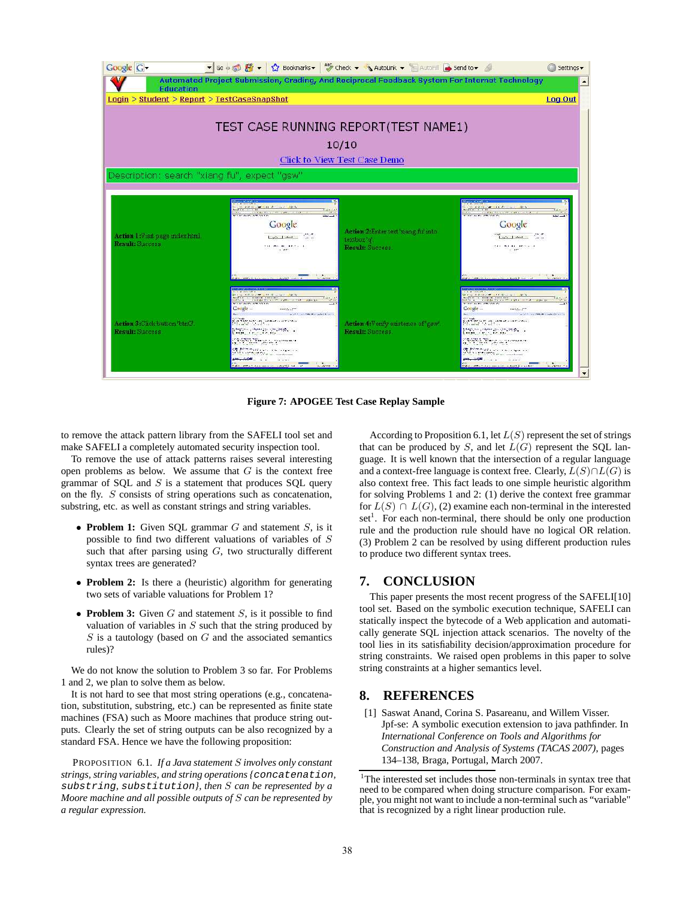Figure 7: APOGEE Test Case Replay Sample

to remove the attack pattern library from the SAFELI tool set and make SAFELI a completely automated security inspection tool.

To remove the use of attack patterns raises several interesting open problems as below. We assume that $G$ is the context free grammar of SQL and $S$ is a statement that produces SQL query on the fly. $S$ consists of string operations such as concatenation, substring, etc. as well as constant strings and string variables.

- **Problem 1:** Given SQL grammar $G$ and statement $S$, is it possible to find two different valuations of variables of $S$ such that after parsing using $G$, two structurally different syntax trees are generated?
- **Problem 2:** Is there a (heuristic) algorithm for generating two sets of variable valuations for Problem 1?
- **Problem 3:** Given $G$ and statement $S$, is it possible to find valuation of variables in $S$ such that the string produced by $S$ is a tautology (based on $G$ and the associated semantics rules)?

We do not know the solution to Problem 3 so far. For Problems 1 and 2, we plan to solve them as below.

It is not hard to see that most string operations (e.g., concatenation, substitution, substring, etc.) can be represented as finite state machines (FSA) such as Moore machines that produce string outputs. Clearly the set of string outputs can be also recognized by a standard FSA. Hence we have the following proposition:

PROPOSITION 6.1. *If a Java statement $S$ involves only constant strings, string variables, and string operations {`concatenation`, `substring`, `substitution`}, then $S$ can be represented by a Moore machine and all possible outputs of $S$ can be represented by a regular expression.*

According to Proposition 6.1, let $L(S)$ represent the set of strings that can be produced by $S$, and let $L(G)$ represent the SQL language. It is well known that the intersection of a regular language and a context-free language is context free. Clearly, $L(S) \cap L(G)$ is also context free. This fact leads to one simple heuristic algorithm for solving Problems 1 and 2: (1) derive the context free grammar for $L(S) \cap L(G)$, (2) examine each non-terminal in the interested set[1]. For each non-terminal, there should be only one production rule and the production rule should have no logical OR relation. (3) Problem 2 can be resolved by using different production rules to produce two different syntax trees.

## 7. CONCLUSION

This paper presents the most recent progress of the SAFELI[10] tool set. Based on the symbolic execution technique, SAFELI can statically inspect the bytecode of a Web application and automatically generate SQL injection attack scenarios. The novelty of the tool lies in its satisfiability decision/approximation procedure for string constraints. We raised open problems in this paper to solve string constraints at a higher semantics level.

## 8. REFERENCES

[1] Saswat Anand, Corina S. Pasareanu, and Willem Visser. Jpf-se: A symbolic execution extension to java pathfinder. In *International Conference on Tools and Algorithms for Construction and Analysis of Systems (TACAS 2007)*, pages 134–138, Braga, Portugal, March 2007.

[1] The interested set includes those non-terminals in syntax tree that need to be compared when doing structure comparison. For example, you might not want to include a non-terminal such as "variable" that is recognized by a right linear production rule.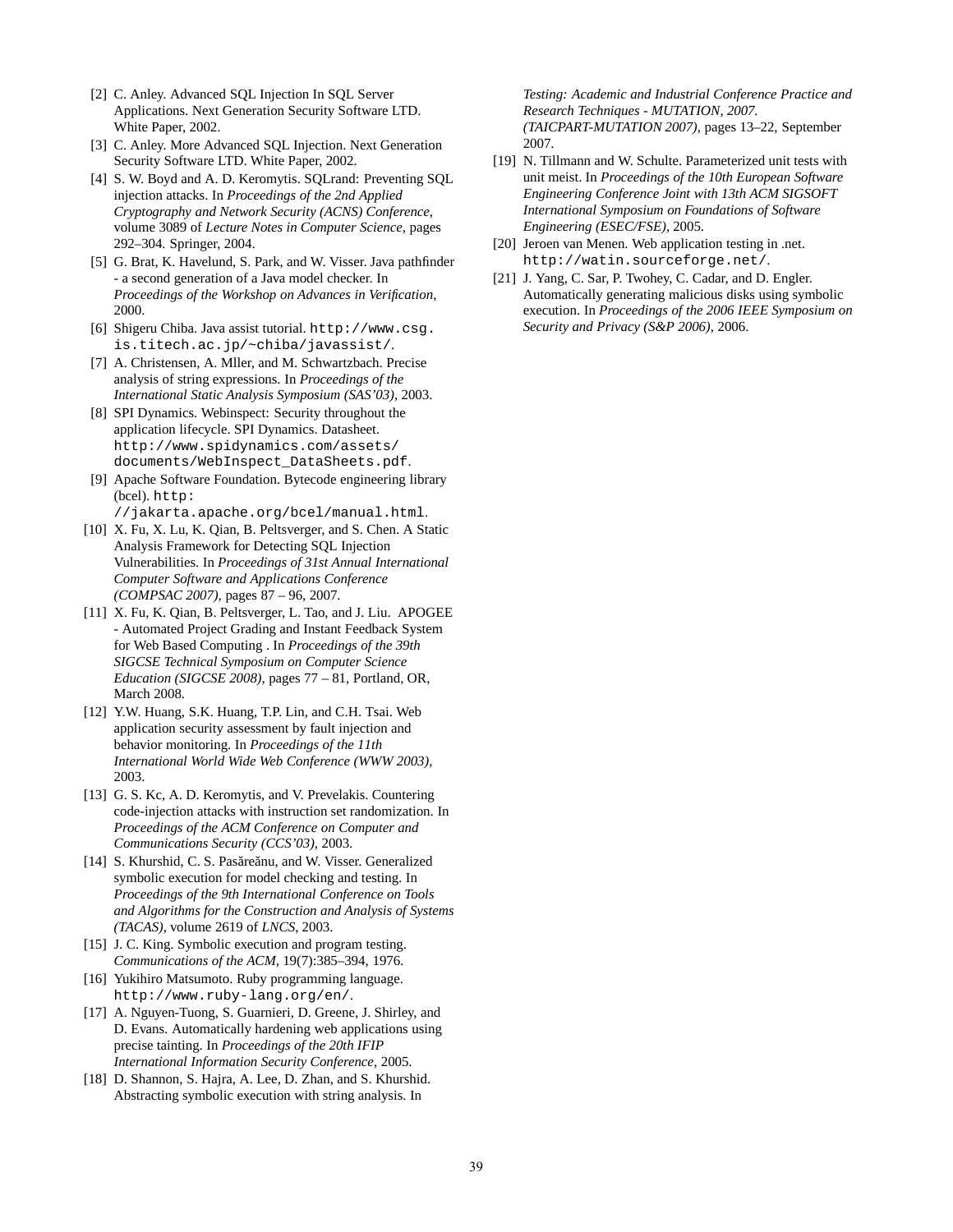[2] C. Anley. Advanced SQL Injection In SQL Server Applications. Next Generation Security Software LTD. White Paper, 2002.

[3] C. Anley. More Advanced SQL Injection. Next Generation Security Software LTD. White Paper, 2002.

[4] S. W. Boyd and A. D. Keromytis. SQLrand: Preventing SQL injection attacks. In *Proceedings of the 2nd Applied Cryptography and Network Security (ACNS) Conference*, volume 3089 of *Lecture Notes in Computer Science*, pages 292–304. Springer, 2004.

[5] G. Brat, K. Havelund, S. Park, and W. Visser. Java pathfinder - a second generation of a Java model checker. In *Proceedings of the Workshop on Advances in Verification*, 2000.

[6] Shigeru Chiba. Java assist tutorial. `http://www.csg.is.titech.ac.jp/~chiba/javassist/`.

[7] A. Christensen, A. Mller, and M. Schwartzbach. Precise analysis of string expressions. In *Proceedings of the International Static Analysis Symposium (SAS'03)*, 2003.

[8] SPI Dynamics. Webinspect: Security throughout the application lifecycle. SPI Dynamics. Datasheet. `http://www.spidynamics.com/assets/documents/WebInspect_DataSheets.pdf`.

[9] Apache Software Foundation. Bytecode engineering library (bcel). `http://jakarta.apache.org/bcel/manual.html`.

[10] X. Fu, X. Lu, K. Qian, B. Peltsverger, and S. Chen. A Static Analysis Framework for Detecting SQL Injection Vulnerabilities. In *Proceedings of 31st Annual International Computer Software and Applications Conference (COMPSAC 2007)*, pages 87 – 96, 2007.

[11] X. Fu, K. Qian, B. Peltsverger, L. Tao, and J. Liu. APOGEE - Automated Project Grading and Instant Feedback System for Web Based Computing . In *Proceedings of the 39th SIGCSE Technical Symposium on Computer Science Education (SIGCSE 2008)*, pages 77 – 81, Portland, OR, March 2008.

[12] Y.W. Huang, S.K. Huang, T.P. Lin, and C.H. Tsai. Web application security assessment by fault injection and behavior monitoring. In *Proceedings of the 11th International World Wide Web Conference (WWW 2003)*, 2003.

[13] G. S. Kc, A. D. Keromytis, and V. Prevelakis. Countering code-injection attacks with instruction set randomization. In *Proceedings of the ACM Conference on Computer and Communications Security (CCS'03)*, 2003.

[14] S. Khurshid, C. S. Pasăreănu, and W. Visser. Generalized symbolic execution for model checking and testing. In *Proceedings of the 9th International Conference on Tools and Algorithms for the Construction and Analysis of Systems (TACAS)*, volume 2619 of *LNCS*, 2003.

[15] J. C. King. Symbolic execution and program testing. *Communications of the ACM*, 19(7):385–394, 1976.

[16] Yukihiro Matsumoto. Ruby programming language. `http://www.ruby-lang.org/en/`.

[17] A. Nguyen-Tuong, S. Guarnieri, D. Greene, J. Shirley, and D. Evans. Automatically hardening web applications using precise tainting. In *Proceedings of the 20th IFIP International Information Security Conference*, 2005.

[18] D. Shannon, S. Hajra, A. Lee, D. Zhan, and S. Khurshid. Abstracting symbolic execution with string analysis. In *Testing: Academic and Industrial Conference Practice and Research Techniques - MUTATION, 2007. (TAICPART-MUTATION 2007)*, pages 13–22, September 2007.

[19] N. Tillmann and W. Schulte. Parameterized unit tests with unit meist. In *Proceedings of the 10th European Software Engineering Conference Joint with 13th ACM SIGSOFT International Symposium on Foundations of Software Engineering (ESEC/FSE)*, 2005.

[20] Jeroen van Menen. Web application testing in .net. `http://watin.sourceforge.net/`.

[21] J. Yang, C. Sar, P. Twohey, C. Cadar, and D. Engler. Automatically generating malicious disks using symbolic execution. In *Proceedings of the 2006 IEEE Symposium on Security and Privacy (S&P 2006)*, 2006.